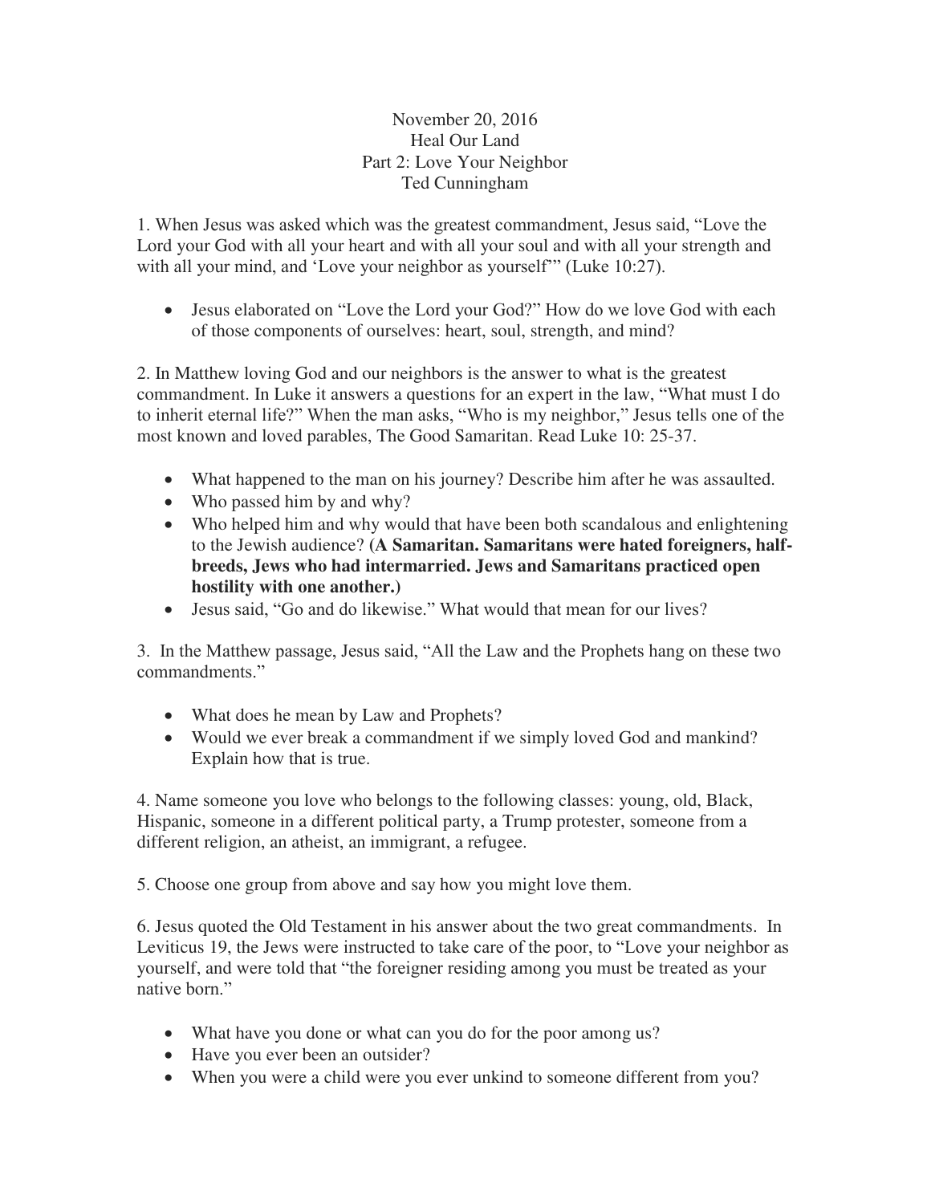November 20, 2016
Heal Our Land
Part 2: Love Your Neighbor
Ted Cunningham

1. When Jesus was asked which was the greatest commandment, Jesus said, "Love the Lord your God with all your heart and with all your soul and with all your strength and with all your mind, and 'Love your neighbor as yourself'" (Luke 10:27).

- Jesus elaborated on "Love the Lord your God?" How do we love God with each of those components of ourselves: heart, soul, strength, and mind?

2. In Matthew loving God and our neighbors is the answer to what is the greatest commandment. In Luke it answers a questions for an expert in the law, "What must I do to inherit eternal life?" When the man asks, "Who is my neighbor," Jesus tells one of the most known and loved parables, The Good Samaritan. Read Luke 10: 25-37.

- What happened to the man on his journey? Describe him after he was assaulted.
- Who passed him by and why?
- Who helped him and why would that have been both scandalous and enlightening to the Jewish audience? **(A Samaritan. Samaritans were hated foreigners, half-breeds, Jews who had intermarried. Jews and Samaritans practiced open hostility with one another.)**
- Jesus said, "Go and do likewise." What would that mean for our lives?

3. In the Matthew passage, Jesus said, "All the Law and the Prophets hang on these two commandments."

- What does he mean by Law and Prophets?
- Would we ever break a commandment if we simply loved God and mankind? Explain how that is true.

4. Name someone you love who belongs to the following classes: young, old, Black, Hispanic, someone in a different political party, a Trump protester, someone from a different religion, an atheist, an immigrant, a refugee.

5. Choose one group from above and say how you might love them.

6. Jesus quoted the Old Testament in his answer about the two great commandments. In Leviticus 19, the Jews were instructed to take care of the poor, to "Love your neighbor as yourself, and were told that "the foreigner residing among you must be treated as your native born."

- What have you done or what can you do for the poor among us?
- Have you ever been an outsider?
- When you were a child were you ever unkind to someone different from you?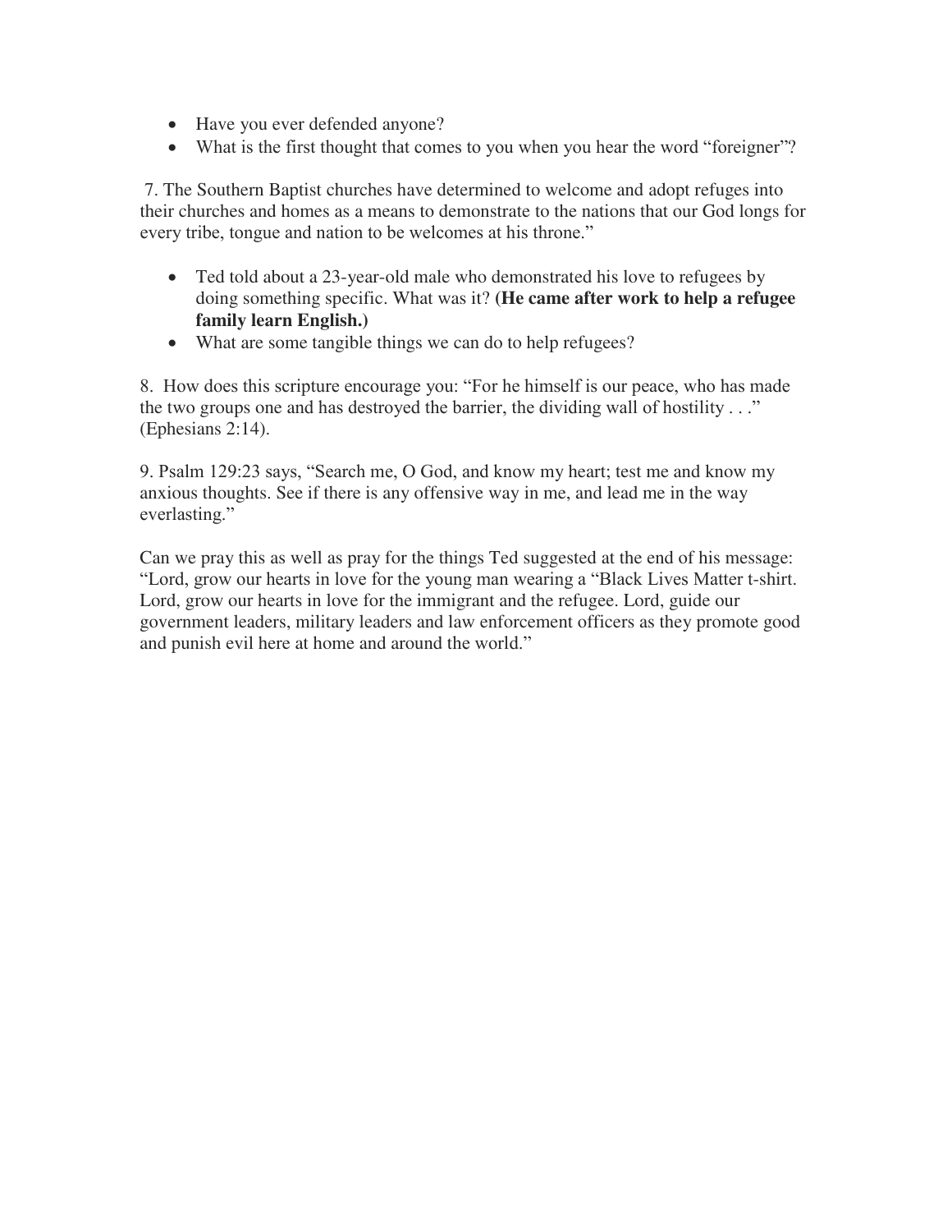- Have you ever defended anyone?
- What is the first thought that comes to you when you hear the word “foreigner”?

7. The Southern Baptist churches have determined to welcome and adopt refuges into their churches and homes as a means to demonstrate to the nations that our God longs for every tribe, tongue and nation to be welcomes at his throne.”

- Ted told about a 23-year-old male who demonstrated his love to refugees by doing something specific. What was it? **(He came after work to help a refugee family learn English.)**
- What are some tangible things we can do to help refugees?

8. How does this scripture encourage you: “For he himself is our peace, who has made the two groups one and has destroyed the barrier, the dividing wall of hostility . . .” (Ephesians 2:14).

9. Psalm 129:23 says, “Search me, O God, and know my heart; test me and know my anxious thoughts. See if there is any offensive way in me, and lead me in the way everlasting.”

Can we pray this as well as pray for the things Ted suggested at the end of his message: “Lord, grow our hearts in love for the young man wearing a “Black Lives Matter t-shirt. Lord, grow our hearts in love for the immigrant and the refugee. Lord, guide our government leaders, military leaders and law enforcement officers as they promote good and punish evil here at home and around the world.”